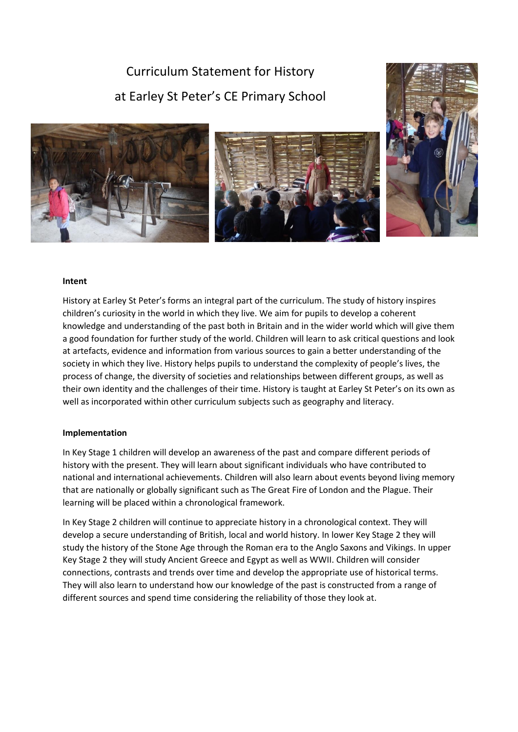# Curriculum Statement for History
# at Earley St Peter's CE Primary School

**Intent**

History at Earley St Peter's forms an integral part of the curriculum. The study of history inspires children's curiosity in the world in which they live. We aim for pupils to develop a coherent knowledge and understanding of the past both in Britain and in the wider world which will give them a good foundation for further study of the world. Children will learn to ask critical questions and look at artefacts, evidence and information from various sources to gain a better understanding of the society in which they live. History helps pupils to understand the complexity of people's lives, the process of change, the diversity of societies and relationships between different groups, as well as their own identity and the challenges of their time. History is taught at Earley St Peter's on its own as well as incorporated within other curriculum subjects such as geography and literacy.

**Implementation**

In Key Stage 1 children will develop an awareness of the past and compare different periods of history with the present. They will learn about significant individuals who have contributed to national and international achievements. Children will also learn about events beyond living memory that are nationally or globally significant such as The Great Fire of London and the Plague. Their learning will be placed within a chronological framework.

In Key Stage 2 children will continue to appreciate history in a chronological context. They will develop a secure understanding of British, local and world history. In lower Key Stage 2 they will study the history of the Stone Age through the Roman era to the Anglo Saxons and Vikings. In upper Key Stage 2 they will study Ancient Greece and Egypt as well as WWII. Children will consider connections, contrasts and trends over time and develop the appropriate use of historical terms. They will also learn to understand how our knowledge of the past is constructed from a range of different sources and spend time considering the reliability of those they look at.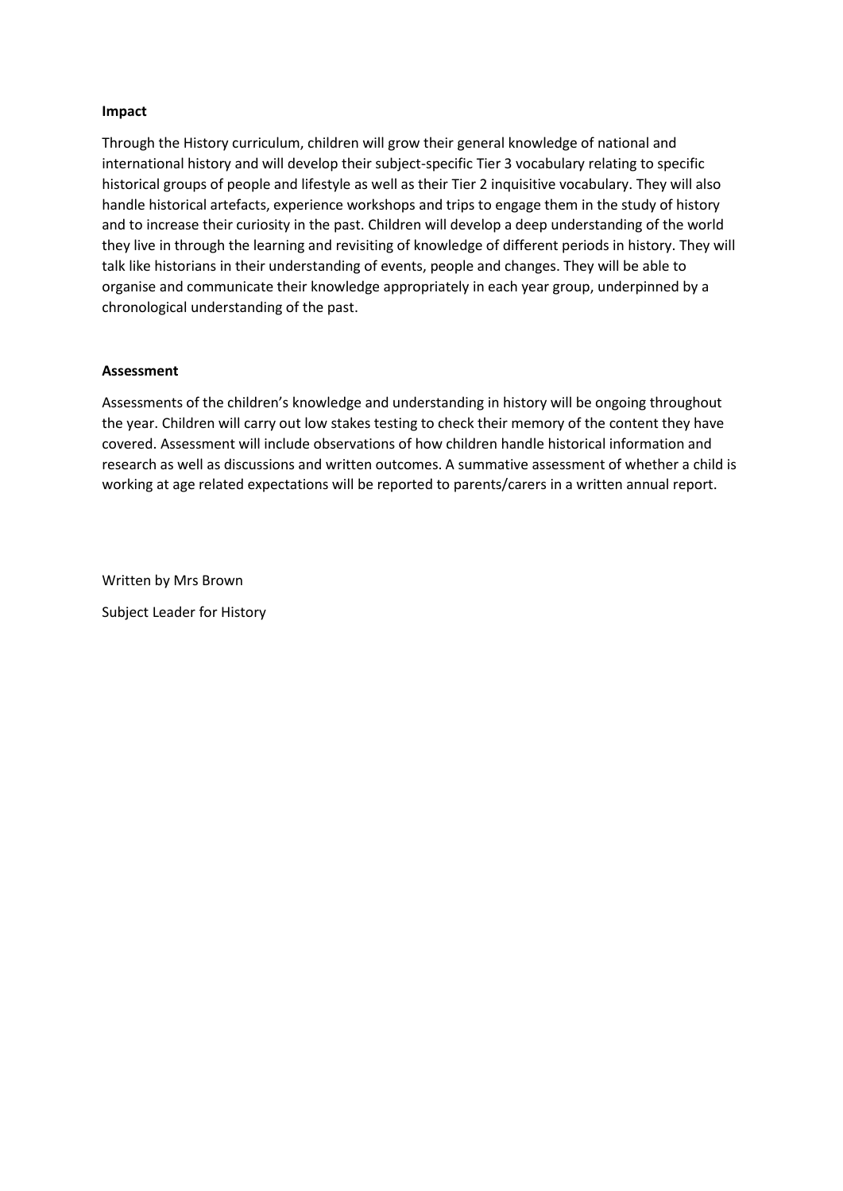**Impact**

Through the History curriculum, children will grow their general knowledge of national and international history and will develop their subject-specific Tier 3 vocabulary relating to specific historical groups of people and lifestyle as well as their Tier 2 inquisitive vocabulary. They will also handle historical artefacts, experience workshops and trips to engage them in the study of history and to increase their curiosity in the past. Children will develop a deep understanding of the world they live in through the learning and revisiting of knowledge of different periods in history. They will talk like historians in their understanding of events, people and changes. They will be able to organise and communicate their knowledge appropriately in each year group, underpinned by a chronological understanding of the past.

**Assessment**

Assessments of the children's knowledge and understanding in history will be ongoing throughout the year. Children will carry out low stakes testing to check their memory of the content they have covered. Assessment will include observations of how children handle historical information and research as well as discussions and written outcomes. A summative assessment of whether a child is working at age related expectations will be reported to parents/carers in a written annual report.

Written by Mrs Brown

Subject Leader for History